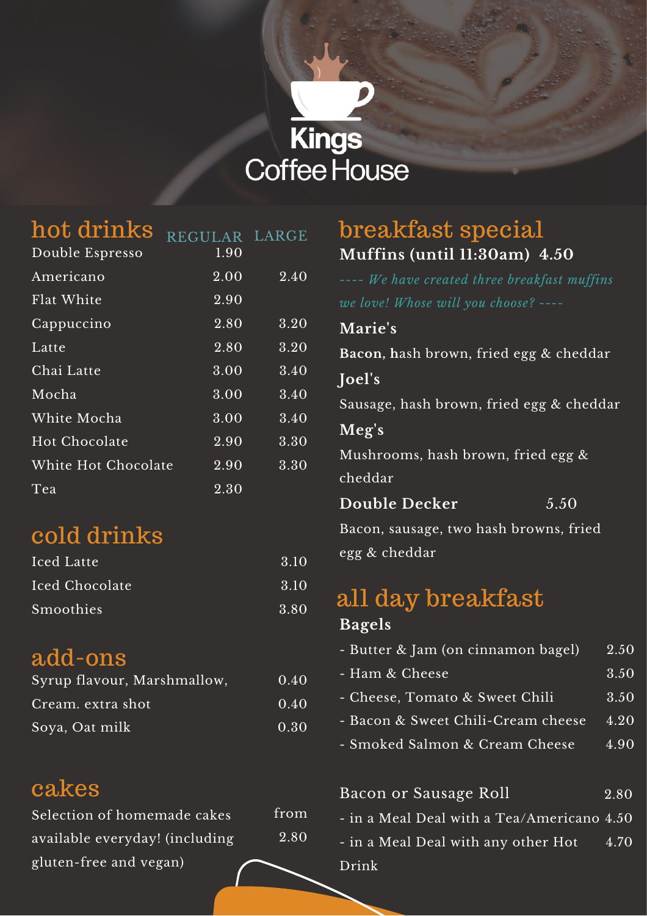# Kings Coffee House

## hot drinks

| | REGULAR | LARGE |
|---|---|---|
| Double Espresso | 1.90 | |
| Americano | 2.00 | 2.40 |
| Flat White | 2.90 | |
| Cappuccino | 2.80 | 3.20 |
| Latte | 2.80 | 3.20 |
| Chai Latte | 3.00 | 3.40 |
| Mocha | 3.00 | 3.40 |
| White Mocha | 3.00 | 3.40 |
| Hot Chocolate | 2.90 | 3.30 |
| White Hot Chocolate | 2.90 | 3.30 |
| Tea | 2.30 | |

## cold drinks

| | |
|---|---|
| Iced Latte | 3.10 |
| Iced Chocolate | 3.10 |
| Smoothies | 3.80 |

## add-ons

| | |
|---|---|
| Syrup flavour, Marshmallow, | 0.40 |
| Cream. extra shot | 0.40 |
| Soya, Oat milk | 0.30 |

## cakes

Selection of homemade cakes available everyday! (including gluten-free and vegan) — from 2.80

## breakfast special

**Muffins (until 11:30am) 4.50**

*---- We have created three breakfast muffins we love! Whose will you choose? ----*

**Marie's**

**Bacon**, **h**ash brown, fried egg & cheddar

**Joel's**

Sausage, hash brown, fried egg & cheddar

**Meg's**

Mushrooms, hash brown, fried egg & cheddar

**Double Decker** 5.50

Bacon, sausage, two hash browns, fried egg & cheddar

## all day breakfast

**Bagels**

| | |
|---|---|
| - Butter & Jam (on cinnamon bagel) | 2.50 |
| - Ham & Cheese | 3.50 |
| - Cheese, Tomato & Sweet Chili | 3.50 |
| - Bacon & Sweet Chili-Cream cheese | 4.20 |
| - Smoked Salmon & Cream Cheese | 4.90 |

| | |
|---|---|
| Bacon or Sausage Roll | 2.80 |
| - in a Meal Deal with a Tea/Americano | 4.50 |
| - in a Meal Deal with any other Hot Drink | 4.70 |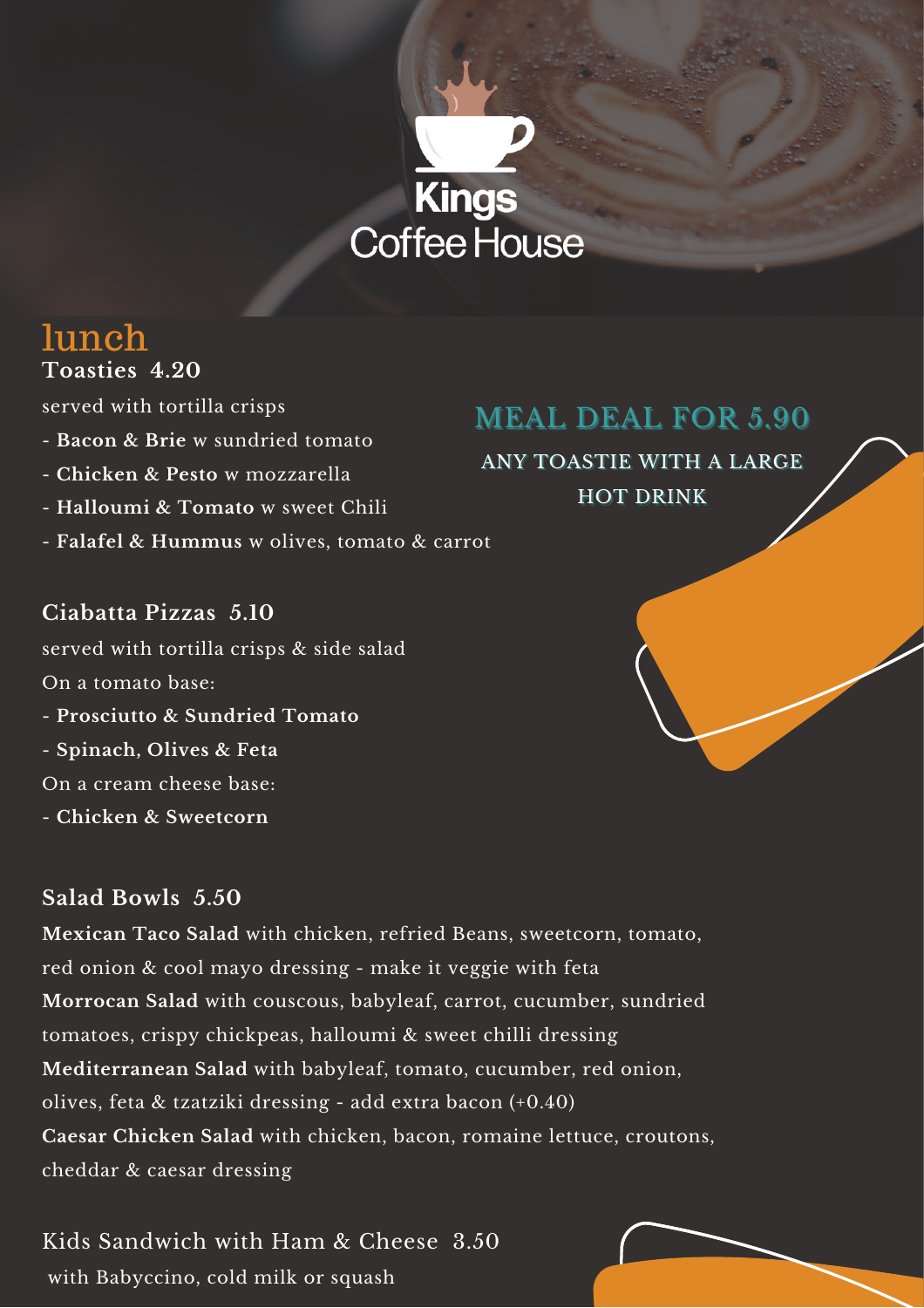# Kings Coffee House

## lunch

### Toasties 4.20

served with tortilla crisps

- **Bacon & Brie** w sundried tomato
- **Chicken & Pesto** w mozzarella
- **Halloumi & Tomato** w sweet Chili
- **Falafel & Hummus** w olives, tomato & carrot

**MEAL DEAL FOR 5.90**

ANY TOASTIE WITH A LARGE HOT DRINK

### Ciabatta Pizzas 5.10

served with tortilla crisps & side salad

On a tomato base:

- **Prosciutto & Sundried Tomato**
- **Spinach, Olives & Feta**

On a cream cheese base:

- **Chicken & Sweetcorn**

### Salad Bowls 5.50

**Mexican Taco Salad** with chicken, refried Beans, sweetcorn, tomato, red onion & cool mayo dressing - make it veggie with feta

**Morrocan Salad** with couscous, babyleaf, carrot, cucumber, sundried tomatoes, crispy chickpeas, halloumi & sweet chilli dressing

**Mediterranean Salad** with babyleaf, tomato, cucumber, red onion, olives, feta & tzatziki dressing - add extra bacon (+0.40)

**Caesar Chicken Salad** with chicken, bacon, romaine lettuce, croutons, cheddar & caesar dressing

Kids Sandwich with Ham & Cheese 3.50

with Babyccino, cold milk or squash